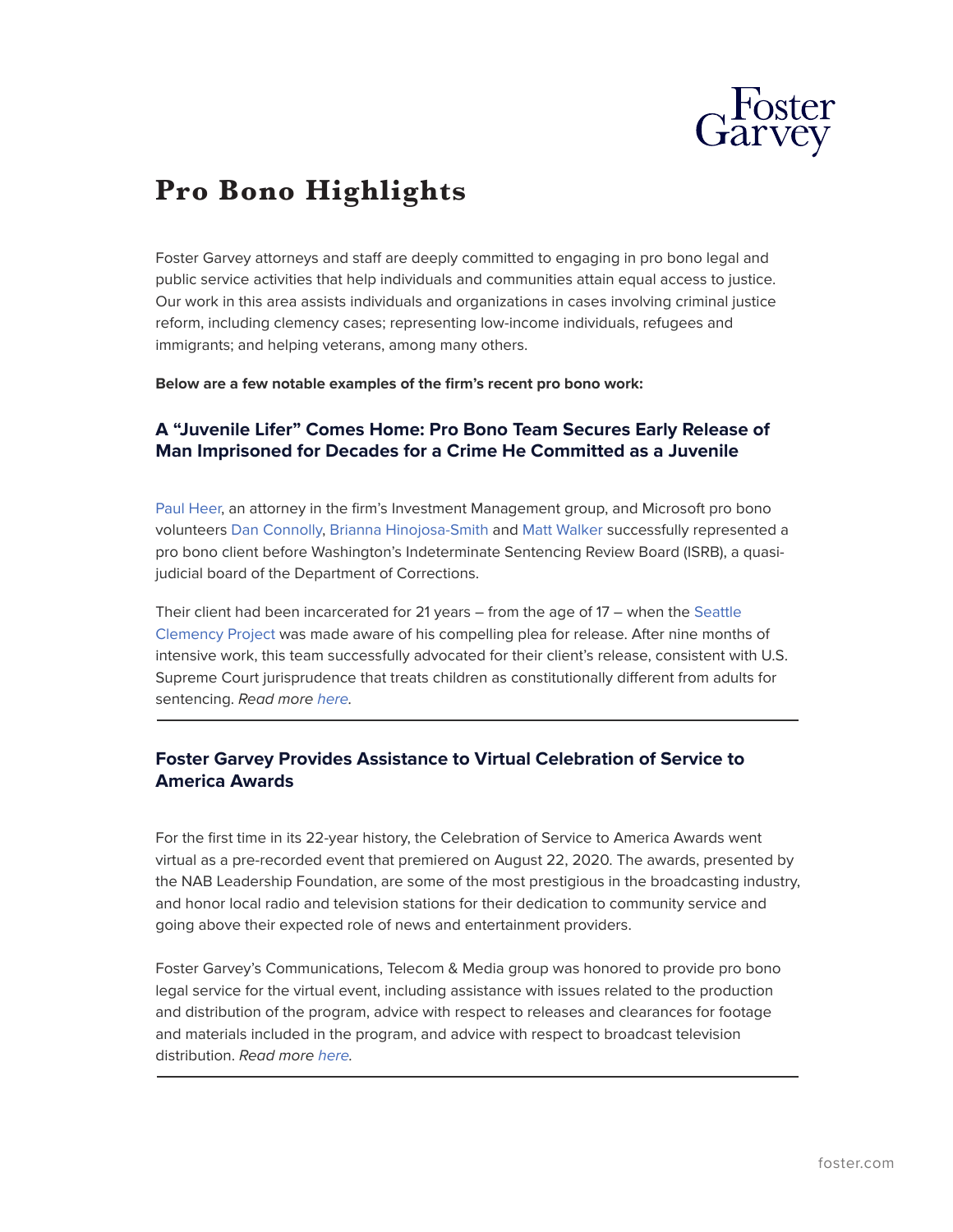# Pro Bono Highlights

Foster Garvey attorneys and staff are deeply committed to engaging in pro bono legal and public service activities that help individuals and communities attain equal access to justice. Our work in this area assists individuals and organizations in cases involving criminal justice reform, including clemency cases; representing low-income individuals, refugees and immigrants; and helping veterans, among many others.

**Below are a few notable examples of the firm's recent pro bono work:**

## A "Juvenile Lifer" Comes Home: Pro Bono Team Secures Early Release of Man Imprisoned for Decades for a Crime He Committed as a Juvenile

Paul Heer, an attorney in the firm's Investment Management group, and Microsoft pro bono volunteers Dan Connolly, Brianna Hinojosa-Smith and Matt Walker successfully represented a pro bono client before Washington's Indeterminate Sentencing Review Board (ISRB), a quasi-judicial board of the Department of Corrections.

Their client had been incarcerated for 21 years – from the age of 17 – when the Seattle Clemency Project was made aware of his compelling plea for release. After nine months of intensive work, this team successfully advocated for their client's release, consistent with U.S. Supreme Court jurisprudence that treats children as constitutionally different from adults for sentencing. *Read more here.*

---

## Foster Garvey Provides Assistance to Virtual Celebration of Service to America Awards

For the first time in its 22-year history, the Celebration of Service to America Awards went virtual as a pre-recorded event that premiered on August 22, 2020. The awards, presented by the NAB Leadership Foundation, are some of the most prestigious in the broadcasting industry, and honor local radio and television stations for their dedication to community service and going above their expected role of news and entertainment providers.

Foster Garvey's Communications, Telecom & Media group was honored to provide pro bono legal service for the virtual event, including assistance with issues related to the production and distribution of the program, advice with respect to releases and clearances for footage and materials included in the program, and advice with respect to broadcast television distribution. *Read more here.*

---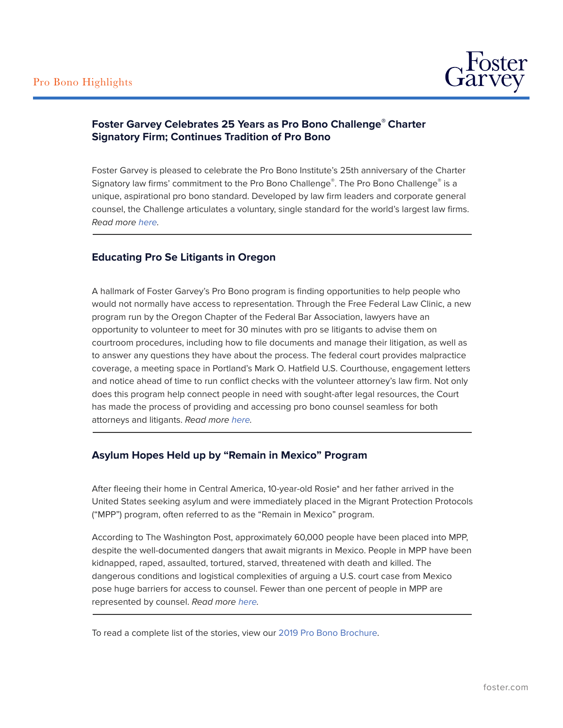## Foster Garvey Celebrates 25 Years as Pro Bono Challenge® Charter Signatory Firm; Continues Tradition of Pro Bono

Foster Garvey is pleased to celebrate the Pro Bono Institute's 25th anniversary of the Charter Signatory law firms' commitment to the Pro Bono Challenge®. The Pro Bono Challenge® is a unique, aspirational pro bono standard. Developed by law firm leaders and corporate general counsel, the Challenge articulates a voluntary, single standard for the world's largest law firms. *Read more here.*

---

## Educating Pro Se Litigants in Oregon

A hallmark of Foster Garvey's Pro Bono program is finding opportunities to help people who would not normally have access to representation. Through the Free Federal Law Clinic, a new program run by the Oregon Chapter of the Federal Bar Association, lawyers have an opportunity to volunteer to meet for 30 minutes with pro se litigants to advise them on courtroom procedures, including how to file documents and manage their litigation, as well as to answer any questions they have about the process. The federal court provides malpractice coverage, a meeting space in Portland's Mark O. Hatfield U.S. Courthouse, engagement letters and notice ahead of time to run conflict checks with the volunteer attorney's law firm. Not only does this program help connect people in need with sought-after legal resources, the Court has made the process of providing and accessing pro bono counsel seamless for both attorneys and litigants. *Read more here.*

---

## Asylum Hopes Held up by "Remain in Mexico" Program

After fleeing their home in Central America, 10-year-old Rosie* and her father arrived in the United States seeking asylum and were immediately placed in the Migrant Protection Protocols ("MPP") program, often referred to as the "Remain in Mexico" program.

According to The Washington Post, approximately 60,000 people have been placed into MPP, despite the well-documented dangers that await migrants in Mexico. People in MPP have been kidnapped, raped, assaulted, tortured, starved, threatened with death and killed. The dangerous conditions and logistical complexities of arguing a U.S. court case from Mexico pose huge barriers for access to counsel. Fewer than one percent of people in MPP are represented by counsel. *Read more here.*

---

To read a complete list of the stories, view our 2019 Pro Bono Brochure.